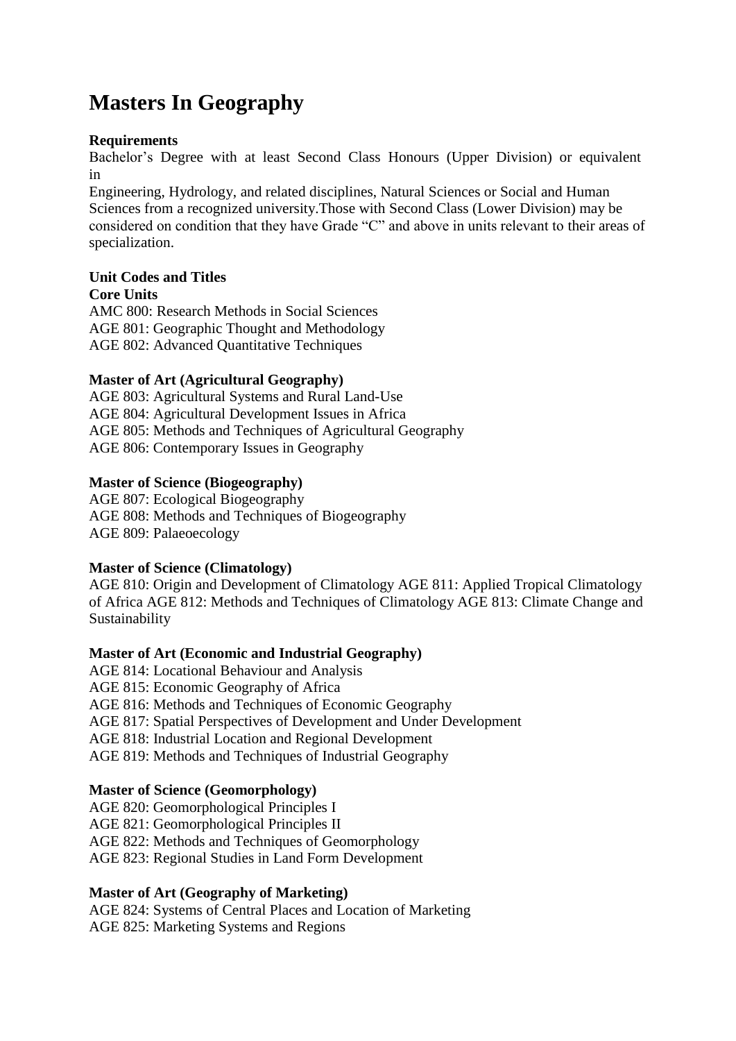# Masters In Geography

**Requirements**

Bachelor's Degree with at least Second Class Honours (Upper Division) or equivalent in
Engineering, Hydrology, and related disciplines, Natural Sciences or Social and Human Sciences from a recognized university.Those with Second Class (Lower Division) may be considered on condition that they have Grade "C" and above in units relevant to their areas of specialization.

**Unit Codes and Titles**

**Core Units**

AMC 800: Research Methods in Social Sciences
AGE 801: Geographic Thought and Methodology
AGE 802: Advanced Quantitative Techniques

**Master of Art (Agricultural Geography)**

AGE 803: Agricultural Systems and Rural Land-Use
AGE 804: Agricultural Development Issues in Africa
AGE 805: Methods and Techniques of Agricultural Geography
AGE 806: Contemporary Issues in Geography

**Master of Science (Biogeography)**

AGE 807: Ecological Biogeography
AGE 808: Methods and Techniques of Biogeography
AGE 809: Palaeoecology

**Master of Science (Climatology)**

AGE 810: Origin and Development of Climatology AGE 811: Applied Tropical Climatology of Africa AGE 812: Methods and Techniques of Climatology AGE 813: Climate Change and Sustainability

**Master of Art (Economic and Industrial Geography)**

AGE 814: Locational Behaviour and Analysis
AGE 815: Economic Geography of Africa
AGE 816: Methods and Techniques of Economic Geography
AGE 817: Spatial Perspectives of Development and Under Development
AGE 818: Industrial Location and Regional Development
AGE 819: Methods and Techniques of Industrial Geography

**Master of Science (Geomorphology)**

AGE 820: Geomorphological Principles I
AGE 821: Geomorphological Principles II
AGE 822: Methods and Techniques of Geomorphology
AGE 823: Regional Studies in Land Form Development

**Master of Art (Geography of Marketing)**

AGE 824: Systems of Central Places and Location of Marketing
AGE 825: Marketing Systems and Regions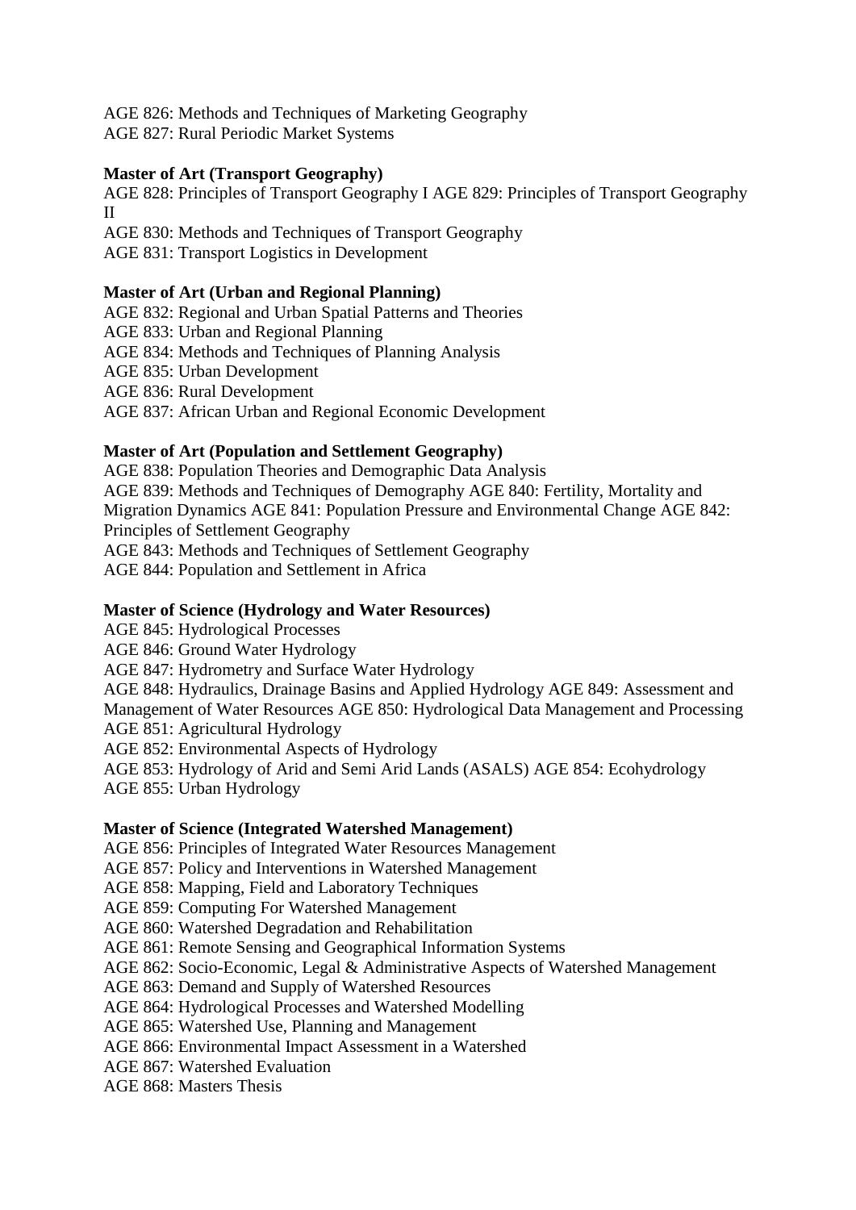AGE 826: Methods and Techniques of Marketing Geography
AGE 827: Rural Periodic Market Systems

**Master of Art (Transport Geography)**

AGE 828: Principles of Transport Geography I AGE 829: Principles of Transport Geography II
AGE 830: Methods and Techniques of Transport Geography
AGE 831: Transport Logistics in Development

**Master of Art (Urban and Regional Planning)**

AGE 832: Regional and Urban Spatial Patterns and Theories
AGE 833: Urban and Regional Planning
AGE 834: Methods and Techniques of Planning Analysis
AGE 835: Urban Development
AGE 836: Rural Development
AGE 837: African Urban and Regional Economic Development

**Master of Art (Population and Settlement Geography)**

AGE 838: Population Theories and Demographic Data Analysis
AGE 839: Methods and Techniques of Demography AGE 840: Fertility, Mortality and Migration Dynamics AGE 841: Population Pressure and Environmental Change AGE 842: Principles of Settlement Geography
AGE 843: Methods and Techniques of Settlement Geography
AGE 844: Population and Settlement in Africa

**Master of Science (Hydrology and Water Resources)**

AGE 845: Hydrological Processes
AGE 846: Ground Water Hydrology
AGE 847: Hydrometry and Surface Water Hydrology
AGE 848: Hydraulics, Drainage Basins and Applied Hydrology AGE 849: Assessment and Management of Water Resources AGE 850: Hydrological Data Management and Processing
AGE 851: Agricultural Hydrology
AGE 852: Environmental Aspects of Hydrology
AGE 853: Hydrology of Arid and Semi Arid Lands (ASALS) AGE 854: Ecohydrology
AGE 855: Urban Hydrology

**Master of Science (Integrated Watershed Management)**

AGE 856: Principles of Integrated Water Resources Management
AGE 857: Policy and Interventions in Watershed Management
AGE 858: Mapping, Field and Laboratory Techniques
AGE 859: Computing For Watershed Management
AGE 860: Watershed Degradation and Rehabilitation
AGE 861: Remote Sensing and Geographical Information Systems
AGE 862: Socio-Economic, Legal & Administrative Aspects of Watershed Management
AGE 863: Demand and Supply of Watershed Resources
AGE 864: Hydrological Processes and Watershed Modelling
AGE 865: Watershed Use, Planning and Management
AGE 866: Environmental Impact Assessment in a Watershed
AGE 867: Watershed Evaluation
AGE 868: Masters Thesis